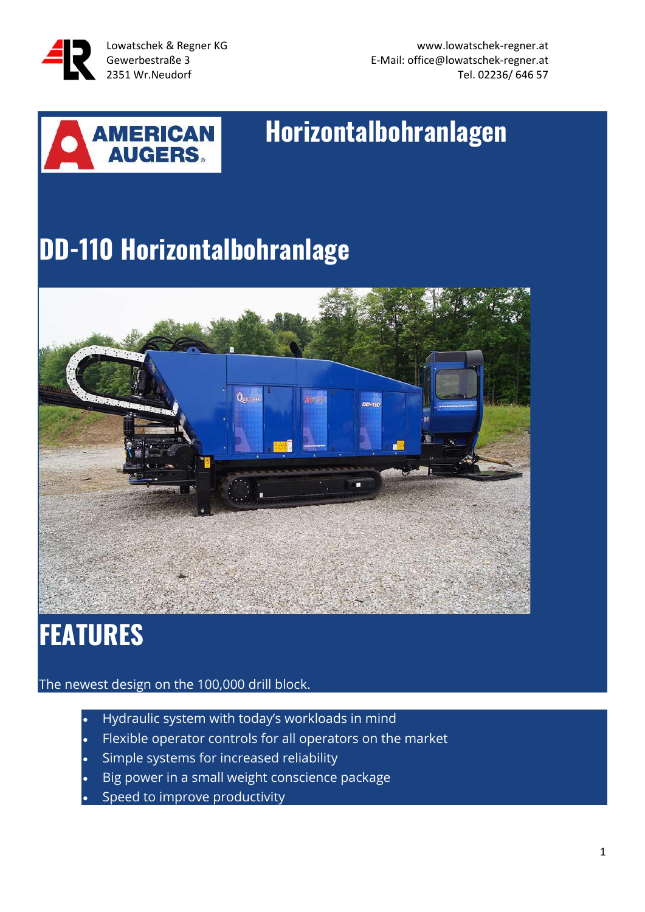Lowatschek & Regner KG
Gewerbestraße 3
2351 Wr.Neudorf

www.lowatschek-regner.at
E-Mail: office@lowatschek-regner.at
Tel. 02236/ 646 57

# Horizontalbohranlagen

# DD-110 Horizontalbohranlage

## FEATURES

The newest design on the 100,000 drill block.

- Hydraulic system with today's workloads in mind
- Flexible operator controls for all operators on the market
- Simple systems for increased reliability
- Big power in a small weight conscience package
- Speed to improve productivity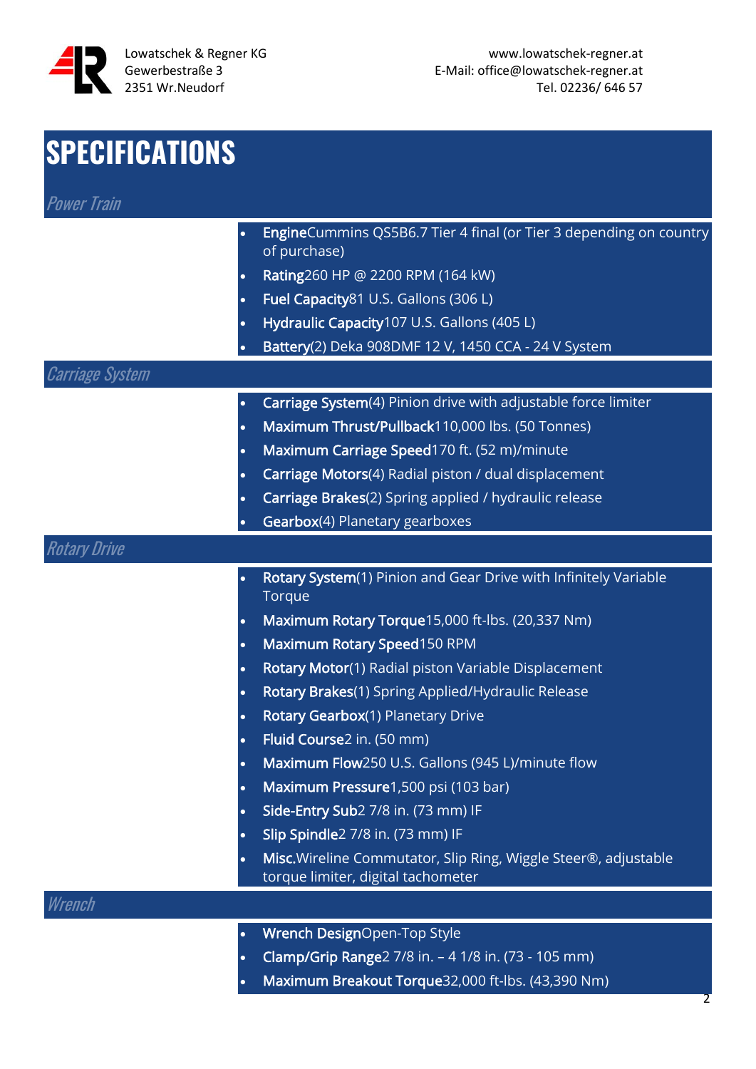# SPECIFICATIONS

## Power Train

- **Engine** Cummins QS5B6.7 Tier 4 final (or Tier 3 depending on country of purchase)
- **Rating** 260 HP @ 2200 RPM (164 kW)
- **Fuel Capacity** 81 U.S. Gallons (306 L)
- **Hydraulic Capacity** 107 U.S. Gallons (405 L)
- **Battery** (2) Deka 908DMF 12 V, 1450 CCA - 24 V System

## Carriage System

- **Carriage System** (4) Pinion drive with adjustable force limiter
- **Maximum Thrust/Pullback** 110,000 lbs. (50 Tonnes)
- **Maximum Carriage Speed** 170 ft. (52 m)/minute
- **Carriage Motors** (4) Radial piston / dual displacement
- **Carriage Brakes** (2) Spring applied / hydraulic release
- **Gearbox** (4) Planetary gearboxes

## Rotary Drive

- **Rotary System** (1) Pinion and Gear Drive with Infinitely Variable Torque
- **Maximum Rotary Torque** 15,000 ft-lbs. (20,337 Nm)
- **Maximum Rotary Speed** 150 RPM
- **Rotary Motor** (1) Radial piston Variable Displacement
- **Rotary Brakes** (1) Spring Applied/Hydraulic Release
- **Rotary Gearbox** (1) Planetary Drive
- **Fluid Course** 2 in. (50 mm)
- **Maximum Flow** 250 U.S. Gallons (945 L)/minute flow
- **Maximum Pressure** 1,500 psi (103 bar)
- **Side-Entry Sub** 2 7/8 in. (73 mm) IF
- **Slip Spindle** 2 7/8 in. (73 mm) IF
- **Misc.** Wireline Commutator, Slip Ring, Wiggle Steer®, adjustable torque limiter, digital tachometer

## Wrench

- **Wrench Design** Open-Top Style
- **Clamp/Grip Range** 2 7/8 in. – 4 1/8 in. (73 - 105 mm)
- **Maximum Breakout Torque** 32,000 ft-lbs. (43,390 Nm)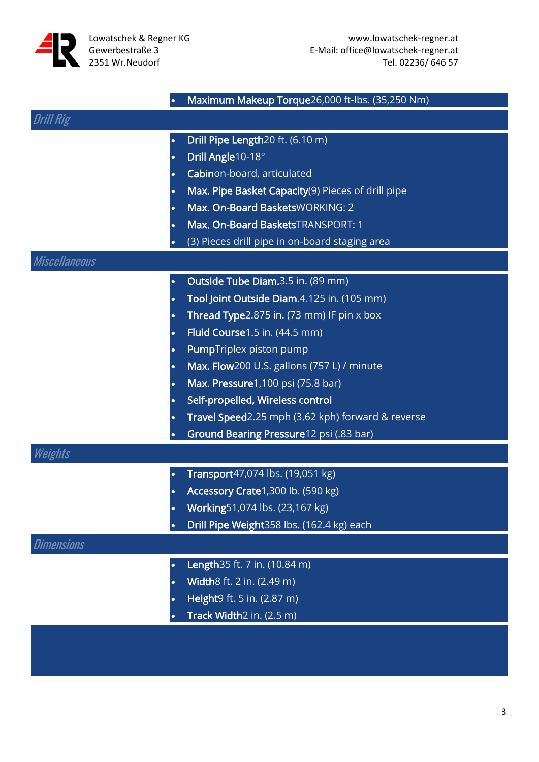- **Maximum Makeup Torque** 26,000 ft-lbs. (35,250 Nm)

## *Drill Rig*

- **Drill Pipe Length** 20 ft. (6.10 m)
- **Drill Angle** 10-18°
- **Cabin** on-board, articulated
- **Max. Pipe Basket Capacity** (9) Pieces of drill pipe
- **Max. On-Board Baskets** WORKING: 2
- **Max. On-Board Baskets** TRANSPORT: 1
- (3) Pieces drill pipe in on-board staging area

## *Miscellaneous*

- **Outside Tube Diam.** 3.5 in. (89 mm)
- **Tool Joint Outside Diam.** 4.125 in. (105 mm)
- **Thread Type** 2.875 in. (73 mm) IF pin x box
- **Fluid Course** 1.5 in. (44.5 mm)
- **Pump** Triplex piston pump
- **Max. Flow** 200 U.S. gallons (757 L) / minute
- **Max. Pressure** 1,100 psi (75.8 bar)
- **Self-propelled, Wireless control**
- **Travel Speed** 2.25 mph (3.62 kph) forward & reverse
- **Ground Bearing Pressure** 12 psi (.83 bar)

## *Weights*

- **Transport** 47,074 lbs. (19,051 kg)
- **Accessory Crate** 1,300 lb. (590 kg)
- **Working** 51,074 lbs. (23,167 kg)
- **Drill Pipe Weight** 358 lbs. (162.4 kg) each

## *Dimensions*

- **Length** 35 ft. 7 in. (10.84 m)
- **Width** 8 ft. 2 in. (2.49 m)
- **Height** 9 ft. 5 in. (2.87 m)
- **Track Width** 2 in. (2.5 m)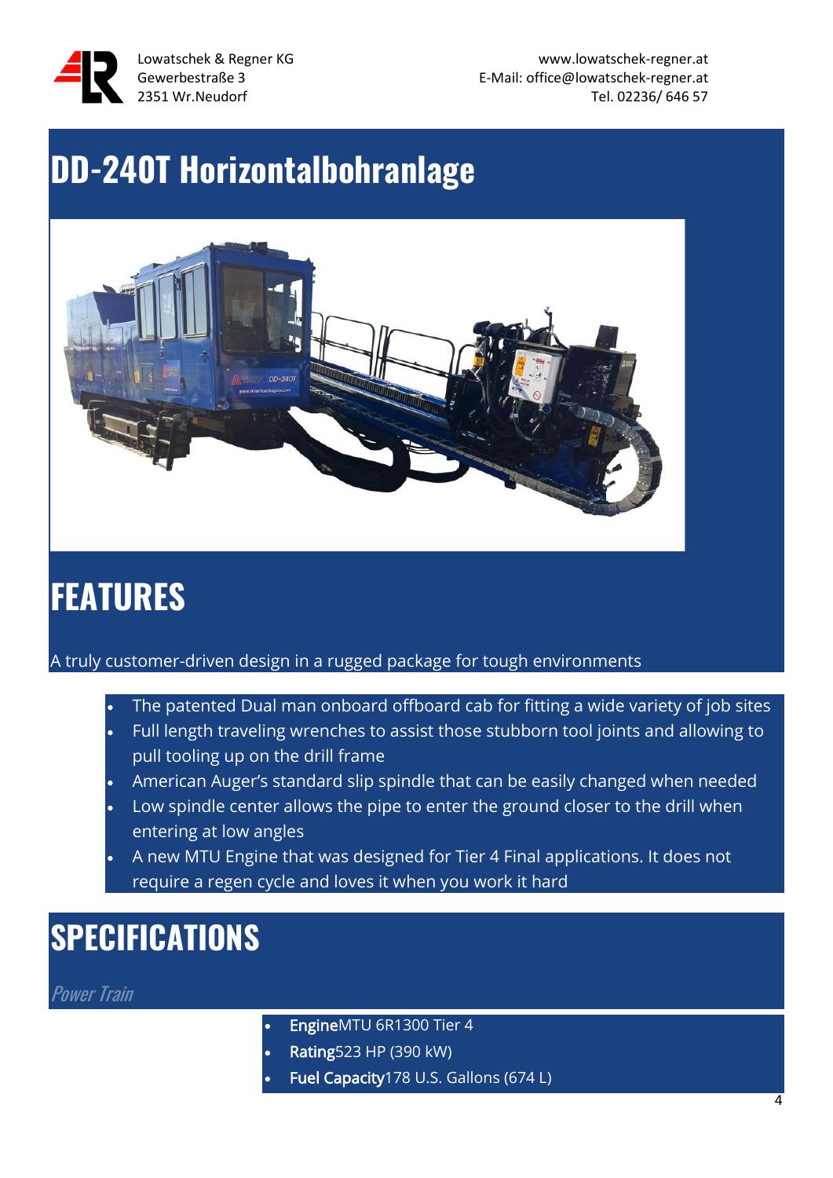Lowatschek & Regner KG
Gewerbestraße 3
2351 Wr.Neudorf

www.lowatschek-regner.at
E-Mail: office@lowatschek-regner.at
Tel. 02236/ 646 57

# DD-240T Horizontalbohranlage

# FEATURES

A truly customer-driven design in a rugged package for tough environments

- The patented Dual man onboard offboard cab for fitting a wide variety of job sites
- Full length traveling wrenches to assist those stubborn tool joints and allowing to pull tooling up on the drill frame
- American Auger's standard slip spindle that can be easily changed when needed
- Low spindle center allows the pipe to enter the ground closer to the drill when entering at low angles
- A new MTU Engine that was designed for Tier 4 Final applications. It does not require a regen cycle and loves it when you work it hard

# SPECIFICATIONS

### *Power Train*

- **Engine**MTU 6R1300 Tier 4
- **Rating**523 HP (390 kW)
- **Fuel Capacity**178 U.S. Gallons (674 L)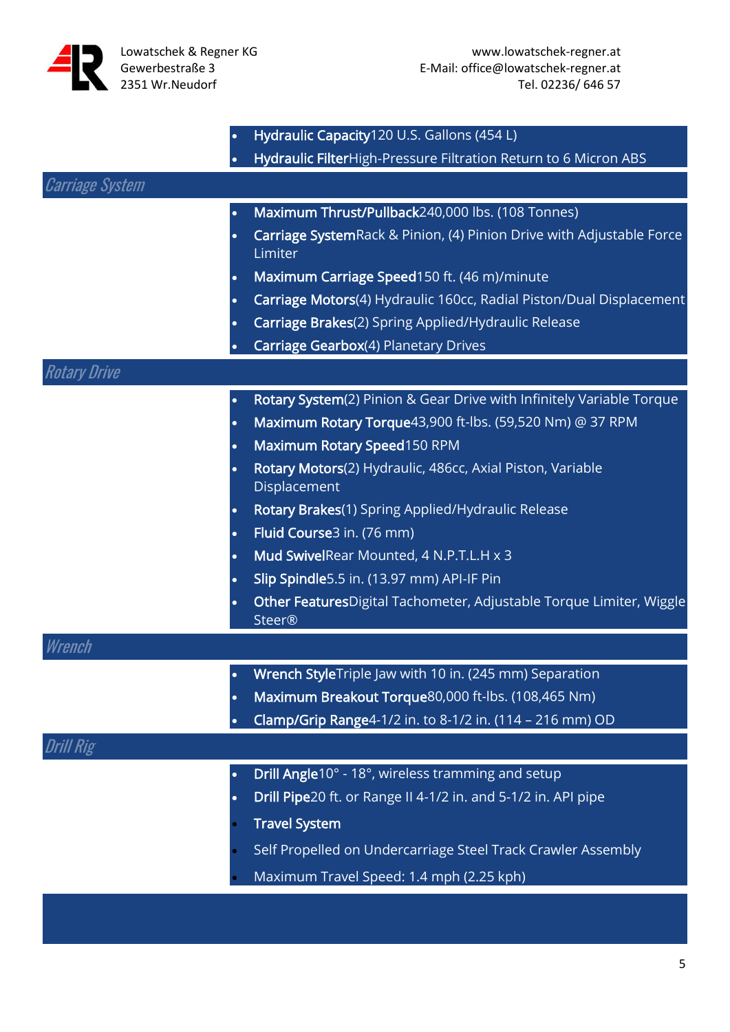- **Hydraulic Capacity**120 U.S. Gallons (454 L)
- **Hydraulic Filter**High-Pressure Filtration Return to 6 Micron ABS

## *Carriage System*

- **Maximum Thrust/Pullback**240,000 lbs. (108 Tonnes)
- **Carriage System**Rack & Pinion, (4) Pinion Drive with Adjustable Force Limiter
- **Maximum Carriage Speed**150 ft. (46 m)/minute
- **Carriage Motors**(4) Hydraulic 160cc, Radial Piston/Dual Displacement
- **Carriage Brakes**(2) Spring Applied/Hydraulic Release
- **Carriage Gearbox**(4) Planetary Drives

## *Rotary Drive*

- **Rotary System**(2) Pinion & Gear Drive with Infinitely Variable Torque
- **Maximum Rotary Torque**43,900 ft-lbs. (59,520 Nm) @ 37 RPM
- **Maximum Rotary Speed**150 RPM
- **Rotary Motors**(2) Hydraulic, 486cc, Axial Piston, Variable Displacement
- **Rotary Brakes**(1) Spring Applied/Hydraulic Release
- **Fluid Course**3 in. (76 mm)
- **Mud Swivel**Rear Mounted, 4 N.P.T.L.H x 3
- **Slip Spindle**5.5 in. (13.97 mm) API-IF Pin
- **Other Features**Digital Tachometer, Adjustable Torque Limiter, Wiggle Steer®

## *Wrench*

- **Wrench Style**Triple Jaw with 10 in. (245 mm) Separation
- **Maximum Breakout Torque**80,000 ft-lbs. (108,465 Nm)
- **Clamp/Grip Range**4-1/2 in. to 8-1/2 in. (114 – 216 mm) OD

## *Drill Rig*

- **Drill Angle**10° - 18°, wireless tramming and setup
- **Drill Pipe**20 ft. or Range II 4-1/2 in. and 5-1/2 in. API pipe
- **Travel System**
- Self Propelled on Undercarriage Steel Track Crawler Assembly
- Maximum Travel Speed: 1.4 mph (2.25 kph)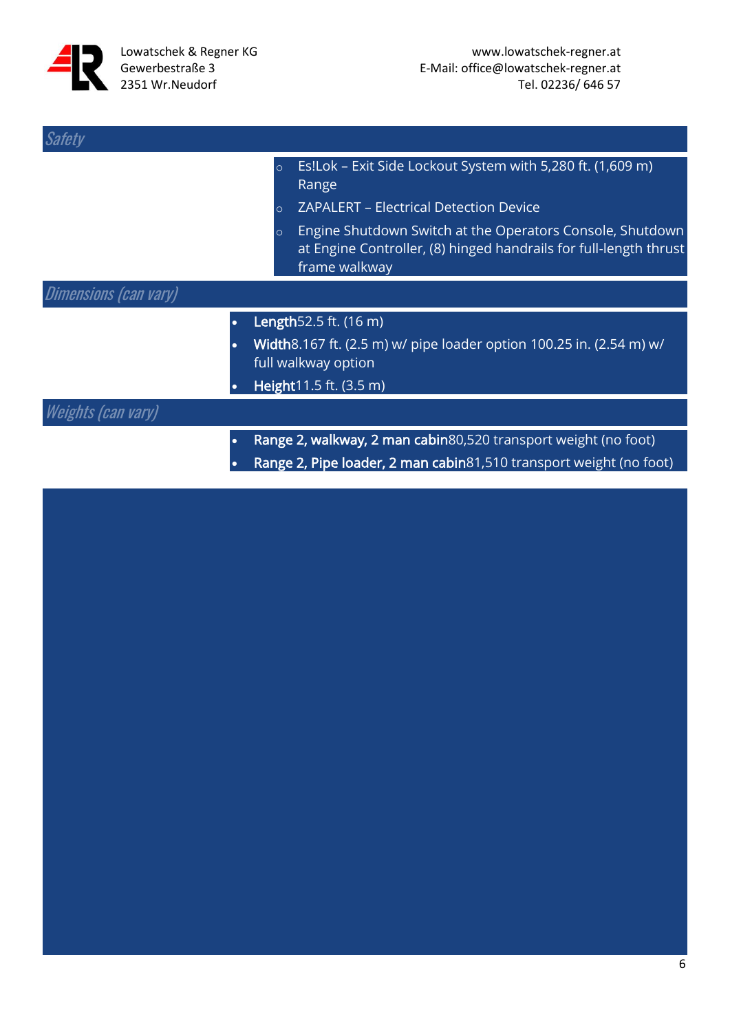## Safety

- Es!Lok – Exit Side Lockout System with 5,280 ft. (1,609 m) Range
- ZAPALERT – Electrical Detection Device
- Engine Shutdown Switch at the Operators Console, Shutdown at Engine Controller, (8) hinged handrails for full-length thrust frame walkway

## Dimensions (can vary)

- **Length**52.5 ft. (16 m)
- **Width**8.167 ft. (2.5 m) w/ pipe loader option 100.25 in. (2.54 m) w/ full walkway option
- **Height**11.5 ft. (3.5 m)

## Weights (can vary)

- **Range 2, walkway, 2 man cabin**80,520 transport weight (no foot)
- **Range 2, Pipe loader, 2 man cabin**81,510 transport weight (no foot)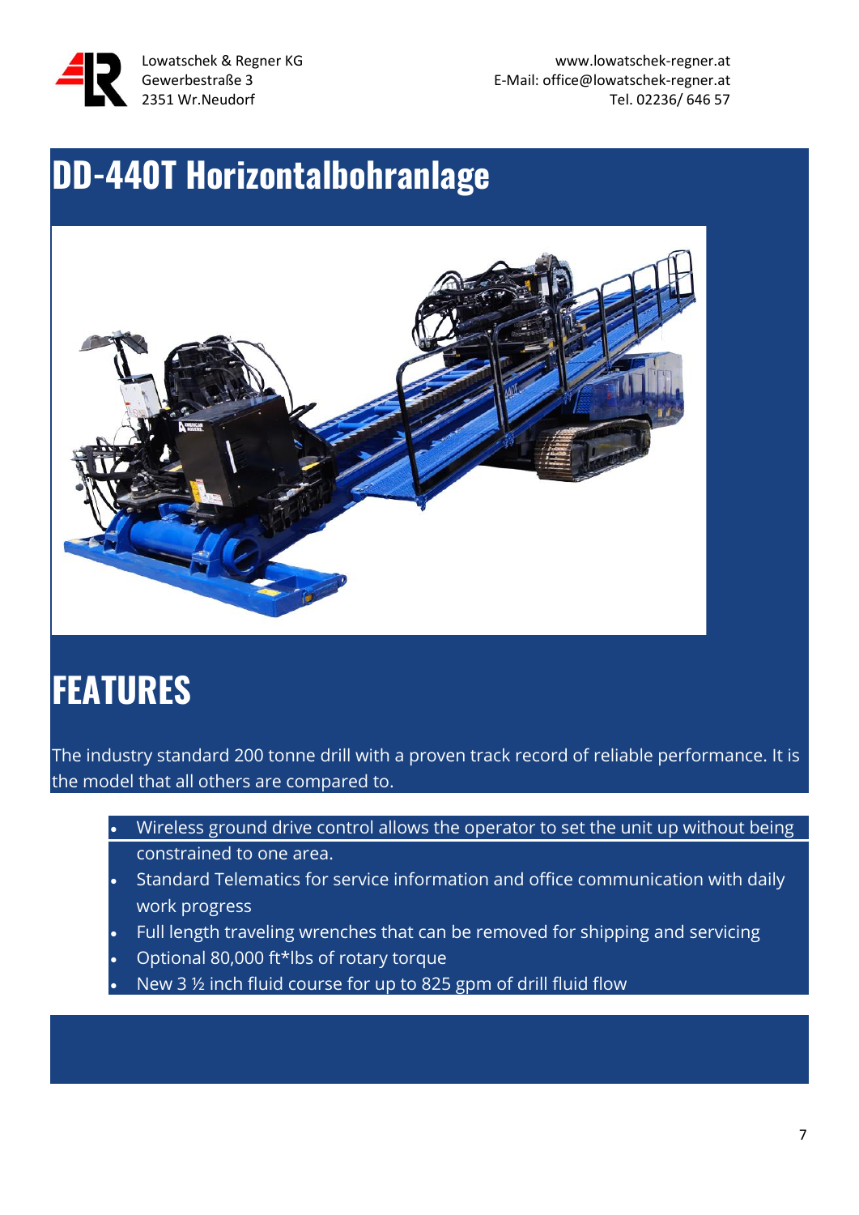Lowatschek & Regner KG
Gewerbestraße 3
2351 Wr.Neudorf

www.lowatschek-regner.at
E-Mail: office@lowatschek-regner.at
Tel. 02236/ 646 57

# DD-440T Horizontalbohranlage

# FEATURES

The industry standard 200 tonne drill with a proven track record of reliable performance. It is the model that all others are compared to.

- Wireless ground drive control allows the operator to set the unit up without being constrained to one area.
- Standard Telematics for service information and office communication with daily work progress
- Full length traveling wrenches that can be removed for shipping and servicing
- Optional 80,000 ft*lbs of rotary torque
- New 3 ½ inch fluid course for up to 825 gpm of drill fluid flow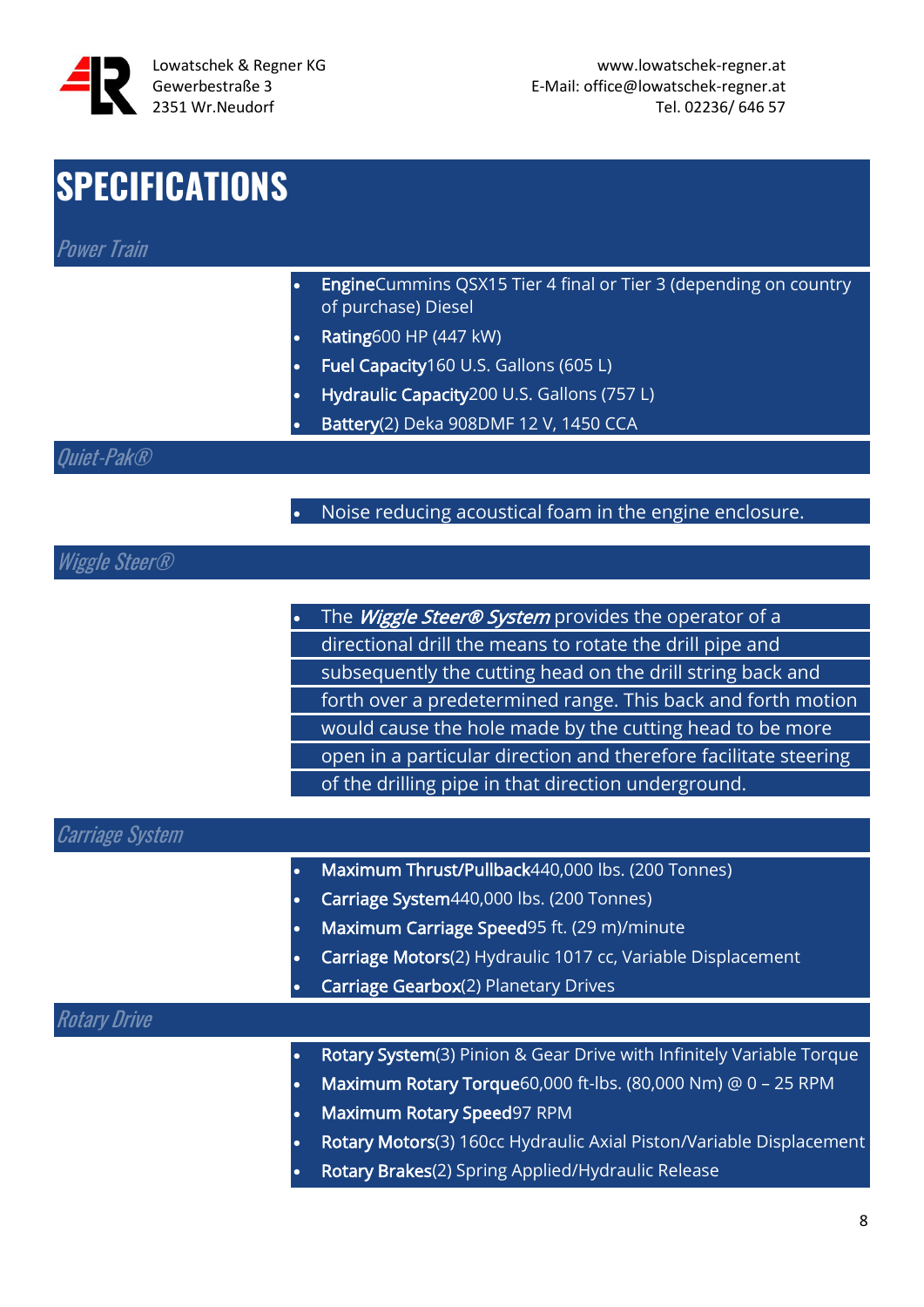# SPECIFICATIONS

## *Power Train*

- **Engine**Cummins QSX15 Tier 4 final or Tier 3 (depending on country of purchase) Diesel
- **Rating**600 HP (447 kW)
- **Fuel Capacity**160 U.S. Gallons (605 L)
- **Hydraulic Capacity**200 U.S. Gallons (757 L)
- **Battery**(2) Deka 908DMF 12 V, 1450 CCA

## *Quiet-Pak®*

- Noise reducing acoustical foam in the engine enclosure.

## *Wiggle Steer®*

- The ***Wiggle Steer® System*** provides the operator of a directional drill the means to rotate the drill pipe and subsequently the cutting head on the drill string back and forth over a predetermined range. This back and forth motion would cause the hole made by the cutting head to be more open in a particular direction and therefore facilitate steering of the drilling pipe in that direction underground.

## *Carriage System*

- **Maximum Thrust/Pullback**440,000 lbs. (200 Tonnes)
- **Carriage System**440,000 lbs. (200 Tonnes)
- **Maximum Carriage Speed**95 ft. (29 m)/minute
- **Carriage Motors**(2) Hydraulic 1017 cc, Variable Displacement
- **Carriage Gearbox**(2) Planetary Drives

## *Rotary Drive*

- **Rotary System**(3) Pinion & Gear Drive with Infinitely Variable Torque
- **Maximum Rotary Torque**60,000 ft-lbs. (80,000 Nm) @ 0 – 25 RPM
- **Maximum Rotary Speed**97 RPM
- **Rotary Motors**(3) 160cc Hydraulic Axial Piston/Variable Displacement
- **Rotary Brakes**(2) Spring Applied/Hydraulic Release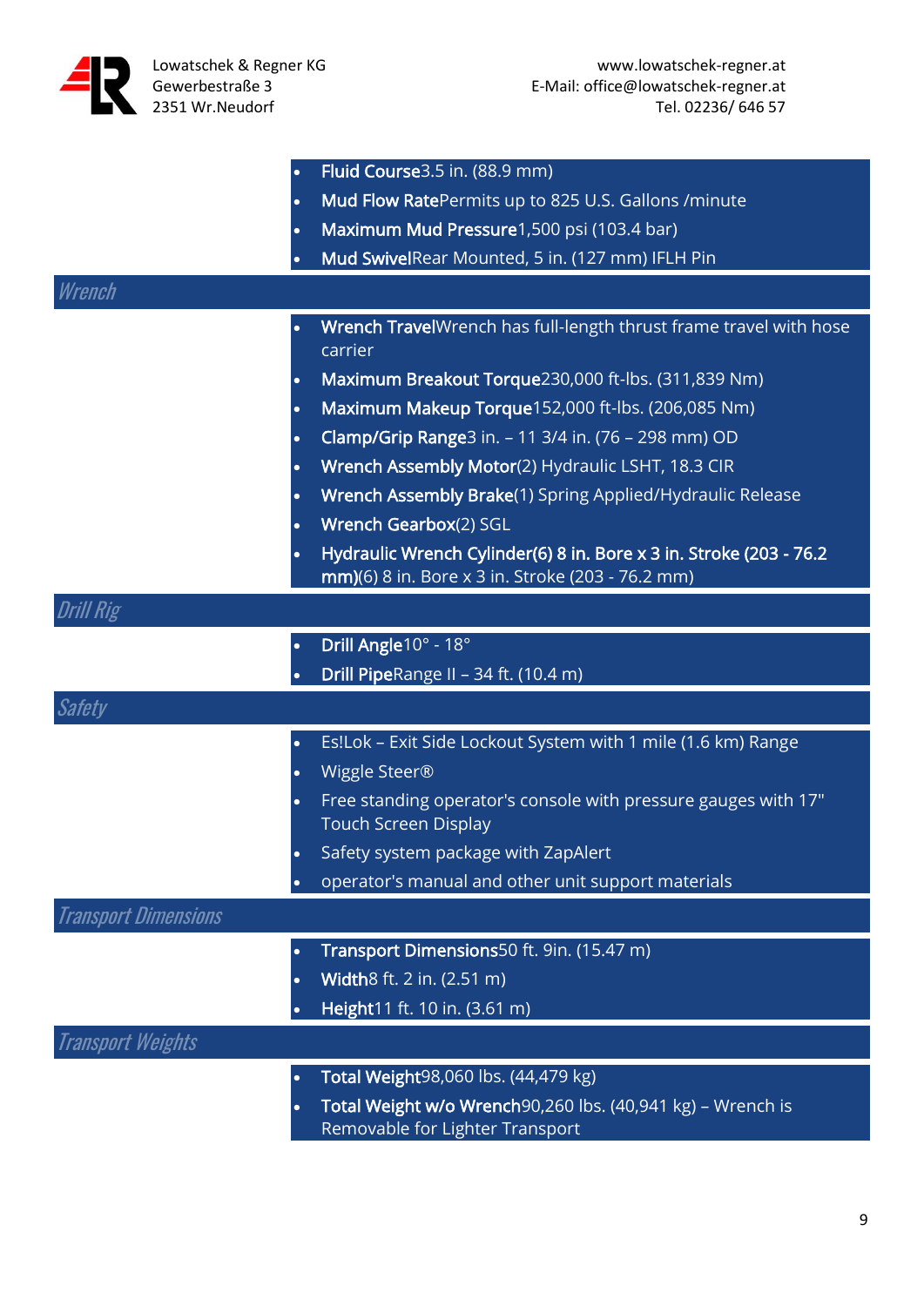- **Fluid Course**3.5 in. (88.9 mm)
- **Mud Flow Rate**Permits up to 825 U.S. Gallons /minute
- **Maximum Mud Pressure**1,500 psi (103.4 bar)
- **Mud Swivel**Rear Mounted, 5 in. (127 mm) IFLH Pin

## *Wrench*

- **Wrench Travel**Wrench has full-length thrust frame travel with hose carrier
- **Maximum Breakout Torque**230,000 ft-lbs. (311,839 Nm)
- **Maximum Makeup Torque**152,000 ft-lbs. (206,085 Nm)
- **Clamp/Grip Range**3 in. – 11 3/4 in. (76 – 298 mm) OD
- **Wrench Assembly Motor**(2) Hydraulic LSHT, 18.3 CIR
- **Wrench Assembly Brake**(1) Spring Applied/Hydraulic Release
- **Wrench Gearbox**(2) SGL
- **Hydraulic Wrench Cylinder(6) 8 in. Bore x 3 in. Stroke (203 - 76.2 mm)**(6) 8 in. Bore x 3 in. Stroke (203 - 76.2 mm)

## *Drill Rig*

- **Drill Angle**10° - 18°
- **Drill Pipe**Range II – 34 ft. (10.4 m)

## *Safety*

- Es!Lok – Exit Side Lockout System with 1 mile (1.6 km) Range
- Wiggle Steer®
- Free standing operator's console with pressure gauges with 17" Touch Screen Display
- Safety system package with ZapAlert
- operator's manual and other unit support materials

## *Transport Dimensions*

- **Transport Dimensions**50 ft. 9in. (15.47 m)
- **Width**8 ft. 2 in. (2.51 m)
- **Height**11 ft. 10 in. (3.61 m)

## *Transport Weights*

- **Total Weight**98,060 lbs. (44,479 kg)
- **Total Weight w/o Wrench**90,260 lbs. (40,941 kg) – Wrench is Removable for Lighter Transport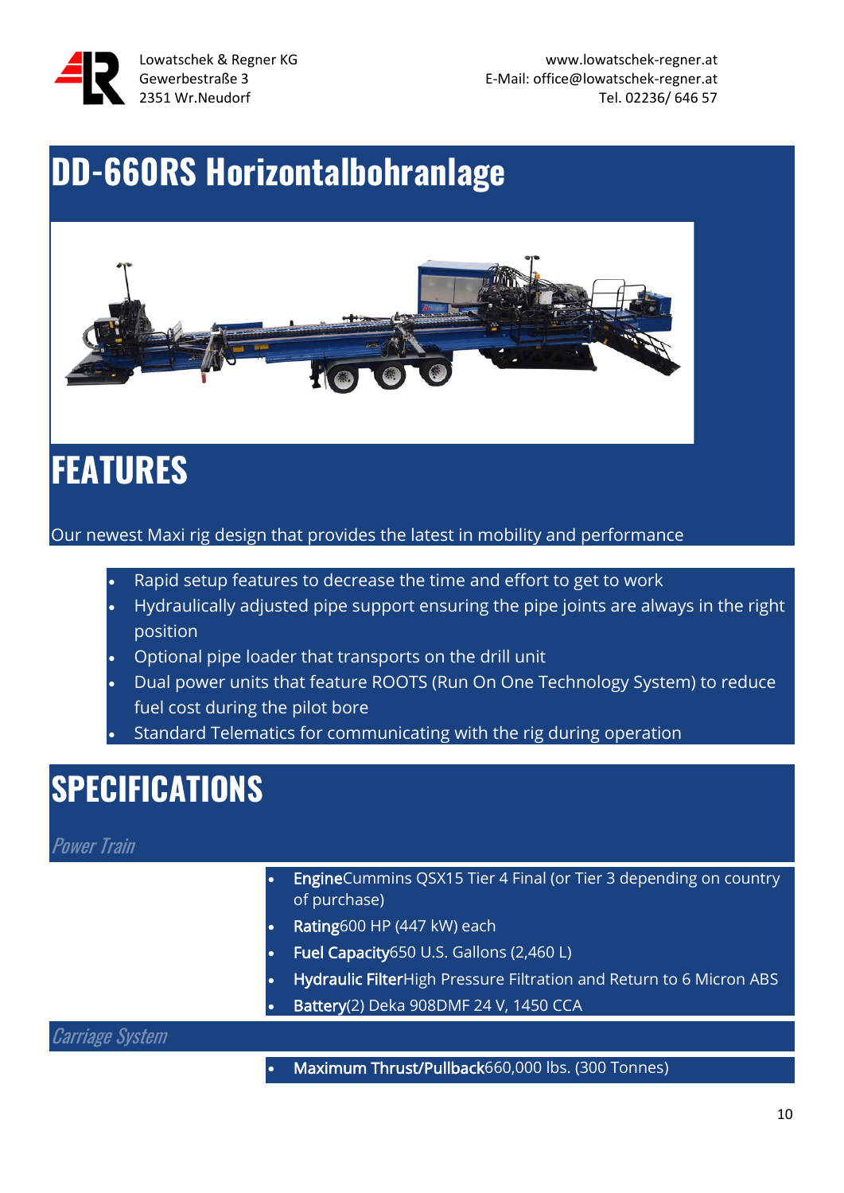Lowatschek & Regner KG
Gewerbestraße 3
2351 Wr.Neudorf

www.lowatschek-regner.at
E-Mail: office@lowatschek-regner.at
Tel. 02236/ 646 57

# DD-660RS Horizontalbohranlage

# FEATURES

Our newest Maxi rig design that provides the latest in mobility and performance

- Rapid setup features to decrease the time and effort to get to work
- Hydraulically adjusted pipe support ensuring the pipe joints are always in the right position
- Optional pipe loader that transports on the drill unit
- Dual power units that feature ROOTS (Run On One Technology System) to reduce fuel cost during the pilot bore
- Standard Telematics for communicating with the rig during operation

# SPECIFICATIONS

### *Power Train*

- **Engine**Cummins QSX15 Tier 4 Final (or Tier 3 depending on country of purchase)
- **Rating**600 HP (447 kW) each
- **Fuel Capacity**650 U.S. Gallons (2,460 L)
- **Hydraulic Filter**High Pressure Filtration and Return to 6 Micron ABS
- **Battery**(2) Deka 908DMF 24 V, 1450 CCA

### *Carriage System*

- **Maximum Thrust/Pullback**660,000 lbs. (300 Tonnes)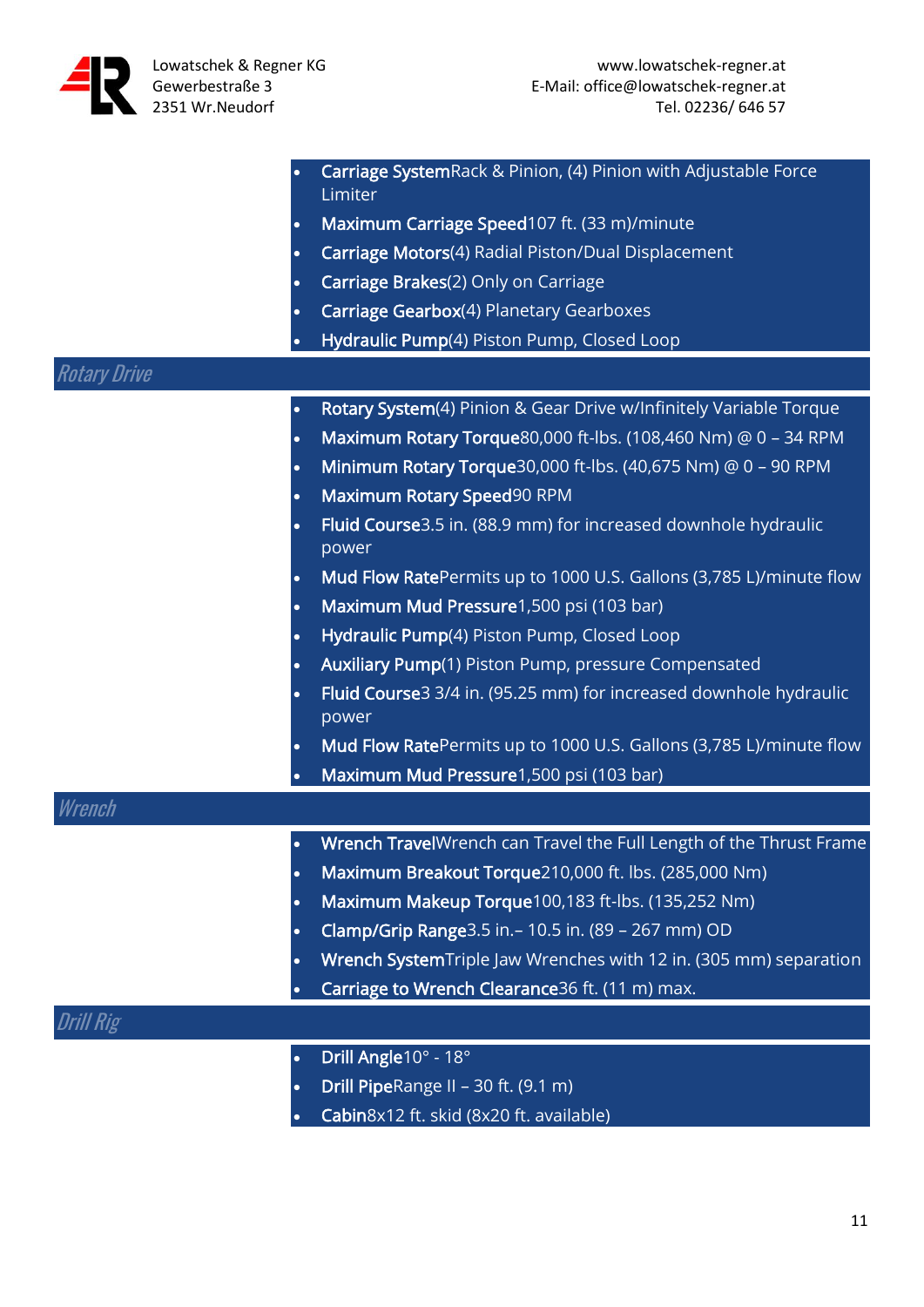- **Carriage System**Rack & Pinion, (4) Pinion with Adjustable Force Limiter
- **Maximum Carriage Speed**107 ft. (33 m)/minute
- **Carriage Motors**(4) Radial Piston/Dual Displacement
- **Carriage Brakes**(2) Only on Carriage
- **Carriage Gearbox**(4) Planetary Gearboxes
- **Hydraulic Pump**(4) Piston Pump, Closed Loop

## *Rotary Drive*

- **Rotary System**(4) Pinion & Gear Drive w/Infinitely Variable Torque
- **Maximum Rotary Torque**80,000 ft-lbs. (108,460 Nm) @ 0 – 34 RPM
- **Minimum Rotary Torque**30,000 ft-lbs. (40,675 Nm) @ 0 – 90 RPM
- **Maximum Rotary Speed**90 RPM
- **Fluid Course**3.5 in. (88.9 mm) for increased downhole hydraulic power
- **Mud Flow Rate**Permits up to 1000 U.S. Gallons (3,785 L)/minute flow
- **Maximum Mud Pressure**1,500 psi (103 bar)
- **Hydraulic Pump**(4) Piston Pump, Closed Loop
- **Auxiliary Pump**(1) Piston Pump, pressure Compensated
- **Fluid Course**3 3/4 in. (95.25 mm) for increased downhole hydraulic power
- **Mud Flow Rate**Permits up to 1000 U.S. Gallons (3,785 L)/minute flow
- **Maximum Mud Pressure**1,500 psi (103 bar)

## *Wrench*

- **Wrench Travel**Wrench can Travel the Full Length of the Thrust Frame
- **Maximum Breakout Torque**210,000 ft. lbs. (285,000 Nm)
- **Maximum Makeup Torque**100,183 ft-lbs. (135,252 Nm)
- **Clamp/Grip Range**3.5 in.– 10.5 in. (89 – 267 mm) OD
- **Wrench System**Triple Jaw Wrenches with 12 in. (305 mm) separation
- **Carriage to Wrench Clearance**36 ft. (11 m) max.

## *Drill Rig*

- **Drill Angle**10° - 18°
- **Drill Pipe**Range II – 30 ft. (9.1 m)
- **Cabin**8x12 ft. skid (8x20 ft. available)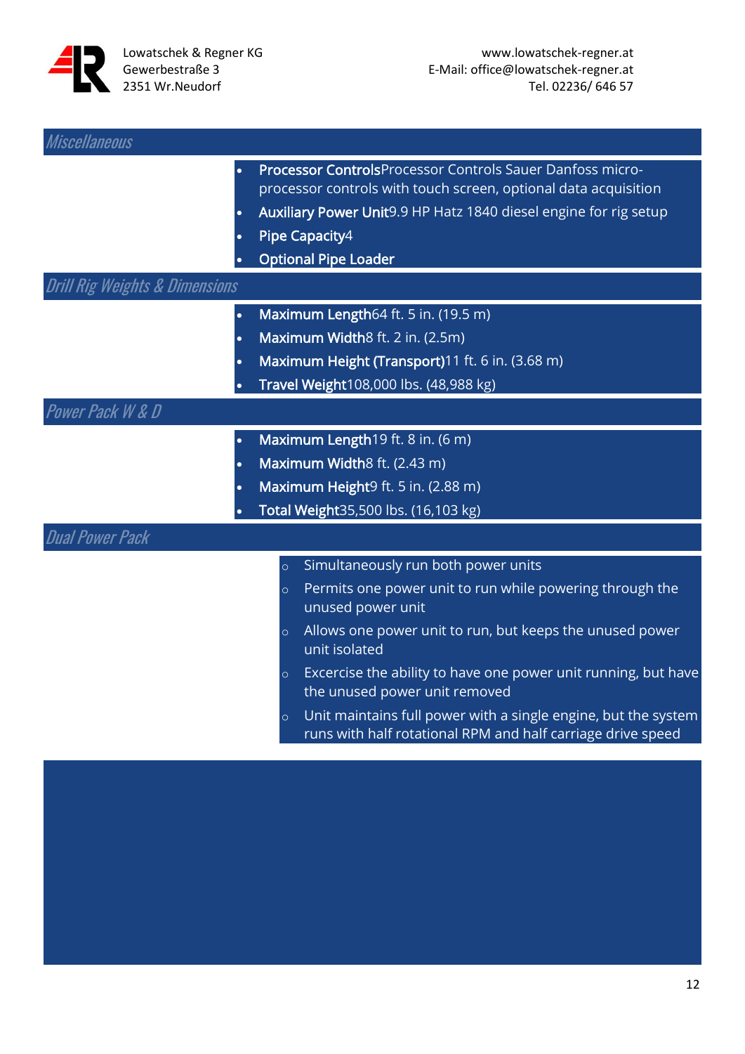## Miscellaneous

- **Processor Controls**Processor Controls Sauer Danfoss micro-processor controls with touch screen, optional data acquisition
- **Auxiliary Power Unit**9.9 HP Hatz 1840 diesel engine for rig setup
- **Pipe Capacity**4
- **Optional Pipe Loader**

## Drill Rig Weights & Dimensions

- **Maximum Length**64 ft. 5 in. (19.5 m)
- **Maximum Width**8 ft. 2 in. (2.5m)
- **Maximum Height (Transport)**11 ft. 6 in. (3.68 m)
- **Travel Weight**108,000 lbs. (48,988 kg)

## Power Pack W & D

- **Maximum Length**19 ft. 8 in. (6 m)
- **Maximum Width**8 ft. (2.43 m)
- **Maximum Height**9 ft. 5 in. (2.88 m)
- **Total Weight**35,500 lbs. (16,103 kg)

## Dual Power Pack

- Simultaneously run both power units
- Permits one power unit to run while powering through the unused power unit
- Allows one power unit to run, but keeps the unused power unit isolated
- Excercise the ability to have one power unit running, but have the unused power unit removed
- Unit maintains full power with a single engine, but the system runs with half rotational RPM and half carriage drive speed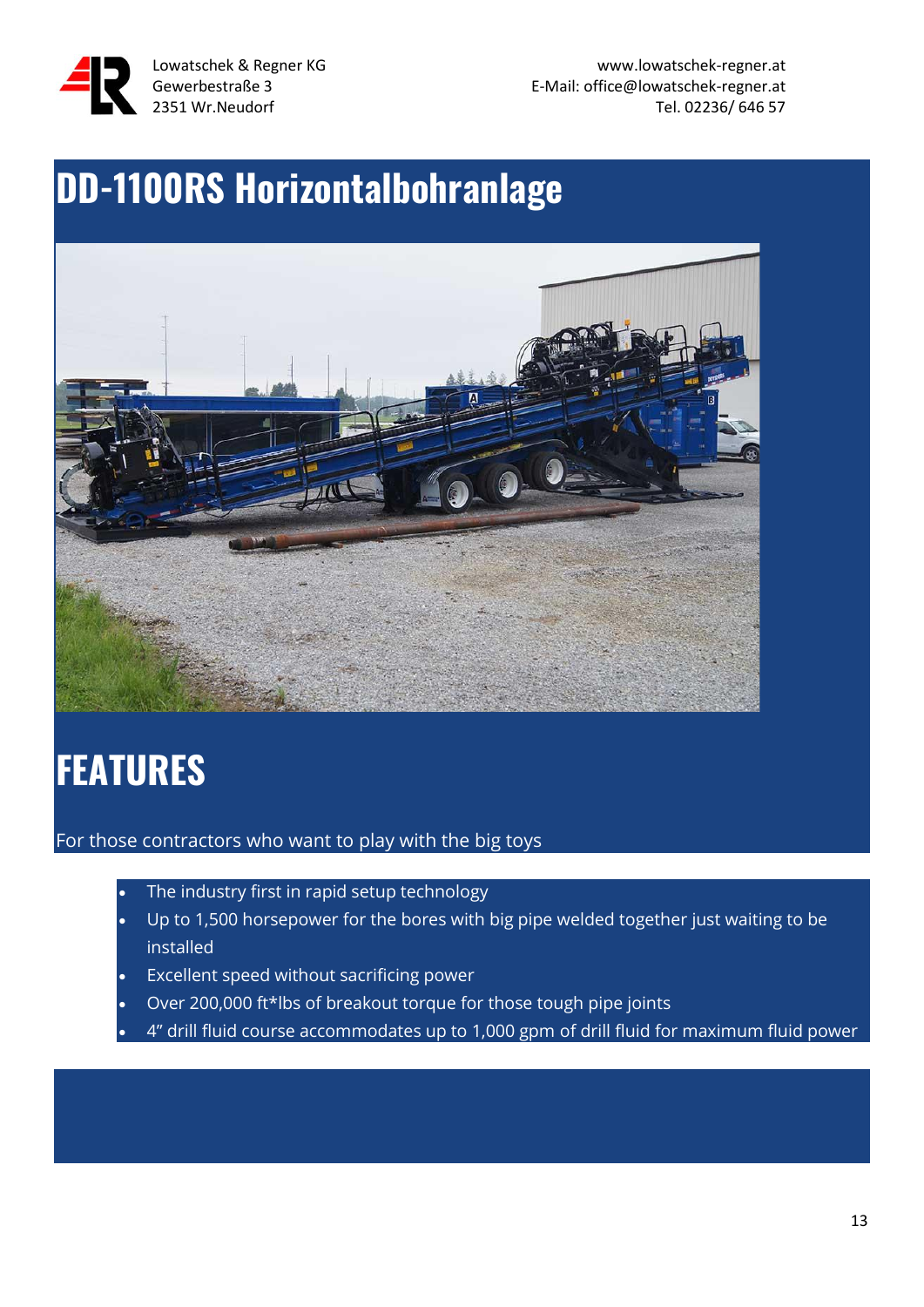Lowatschek & Regner KG
Gewerbestraße 3
2351 Wr.Neudorf

www.lowatschek-regner.at
E-Mail: office@lowatschek-regner.at
Tel. 02236/ 646 57

# DD-1100RS Horizontalbohranlage

# FEATURES

For those contractors who want to play with the big toys

- The industry first in rapid setup technology
- Up to 1,500 horsepower for the bores with big pipe welded together just waiting to be installed
- Excellent speed without sacrificing power
- Over 200,000 ft*lbs of breakout torque for those tough pipe joints
- 4" drill fluid course accommodates up to 1,000 gpm of drill fluid for maximum fluid power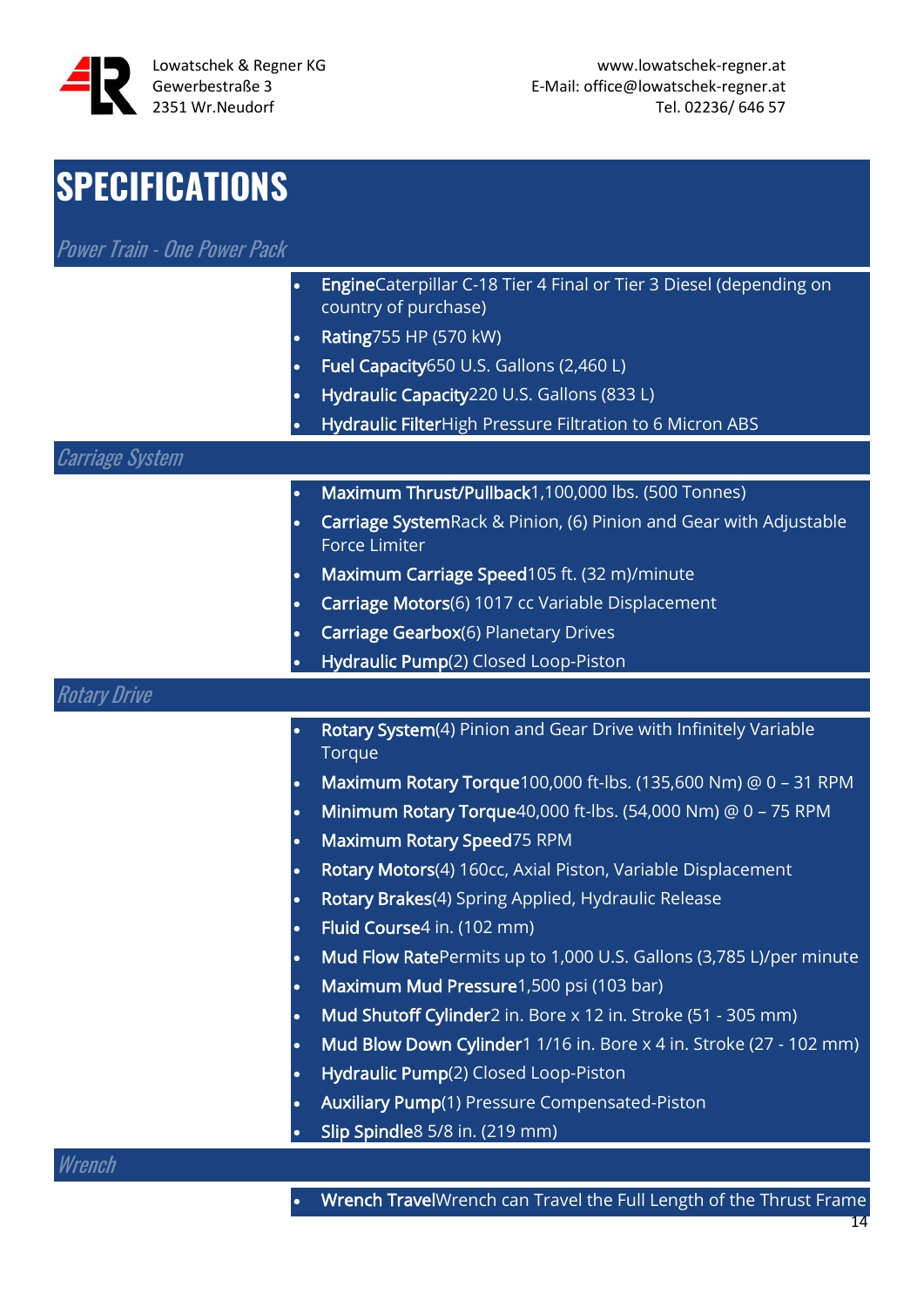Lowatschek & Regner KG
Gewerbestraße 3
2351 Wr.Neudorf

www.lowatschek-regner.at
E-Mail: office@lowatschek-regner.at
Tel. 02236/ 646 57

# SPECIFICATIONS

## *Power Train - One Power Pack*

- **Engine**Caterpillar C-18 Tier 4 Final or Tier 3 Diesel (depending on country of purchase)
- **Rating**755 HP (570 kW)
- **Fuel Capacity**650 U.S. Gallons (2,460 L)
- **Hydraulic Capacity**220 U.S. Gallons (833 L)
- **Hydraulic Filter**High Pressure Filtration to 6 Micron ABS

## *Carriage System*

- **Maximum Thrust/Pullback**1,100,000 lbs. (500 Tonnes)
- **Carriage System**Rack & Pinion, (6) Pinion and Gear with Adjustable Force Limiter
- **Maximum Carriage Speed**105 ft. (32 m)/minute
- **Carriage Motors**(6) 1017 cc Variable Displacement
- **Carriage Gearbox**(6) Planetary Drives
- **Hydraulic Pump**(2) Closed Loop-Piston

## *Rotary Drive*

- **Rotary System**(4) Pinion and Gear Drive with Infinitely Variable Torque
- **Maximum Rotary Torque**100,000 ft-lbs. (135,600 Nm) @ 0 – 31 RPM
- **Minimum Rotary Torque**40,000 ft-lbs. (54,000 Nm) @ 0 – 75 RPM
- **Maximum Rotary Speed**75 RPM
- **Rotary Motors**(4) 160cc, Axial Piston, Variable Displacement
- **Rotary Brakes**(4) Spring Applied, Hydraulic Release
- **Fluid Course**4 in. (102 mm)
- **Mud Flow Rate**Permits up to 1,000 U.S. Gallons (3,785 L)/per minute
- **Maximum Mud Pressure**1,500 psi (103 bar)
- **Mud Shutoff Cylinder**2 in. Bore x 12 in. Stroke (51 - 305 mm)
- **Mud Blow Down Cylinder**1 1/16 in. Bore x 4 in. Stroke (27 - 102 mm)
- **Hydraulic Pump**(2) Closed Loop-Piston
- **Auxiliary Pump**(1) Pressure Compensated-Piston
- **Slip Spindle**8 5/8 in. (219 mm)

## *Wrench*

- **Wrench Travel**Wrench can Travel the Full Length of the Thrust Frame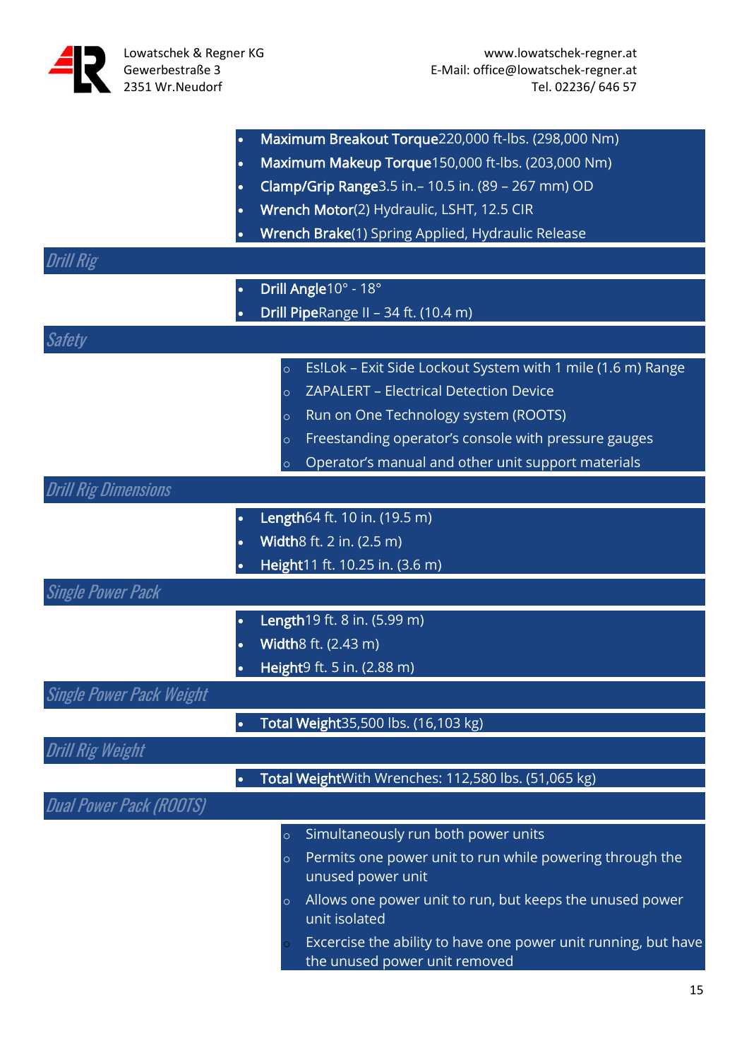- **Maximum Breakout Torque**220,000 ft-lbs. (298,000 Nm)
- **Maximum Makeup Torque**150,000 ft-lbs. (203,000 Nm)
- **Clamp/Grip Range**3.5 in.– 10.5 in. (89 – 267 mm) OD
- **Wrench Motor**(2) Hydraulic, LSHT, 12.5 CIR
- **Wrench Brake**(1) Spring Applied, Hydraulic Release

## *Drill Rig*

- **Drill Angle**10° - 18°
- **Drill Pipe**Range II – 34 ft. (10.4 m)

## *Safety*

  - Es!Lok – Exit Side Lockout System with 1 mile (1.6 m) Range
  - ZAPALERT – Electrical Detection Device
  - Run on One Technology system (ROOTS)
  - Freestanding operator's console with pressure gauges
  - Operator's manual and other unit support materials

## *Drill Rig Dimensions*

- **Length**64 ft. 10 in. (19.5 m)
- **Width**8 ft. 2 in. (2.5 m)
- **Height**11 ft. 10.25 in. (3.6 m)

## *Single Power Pack*

- **Length**19 ft. 8 in. (5.99 m)
- **Width**8 ft. (2.43 m)
- **Height**9 ft. 5 in. (2.88 m)

## *Single Power Pack Weight*

- **Total Weight**35,500 lbs. (16,103 kg)

## *Drill Rig Weight*

- **Total Weight**With Wrenches: 112,580 lbs. (51,065 kg)

## *Dual Power Pack (ROOTS)*

  - Simultaneously run both power units
  - Permits one power unit to run while powering through the unused power unit
  - Allows one power unit to run, but keeps the unused power unit isolated
  - Excercise the ability to have one power unit running, but have the unused power unit removed